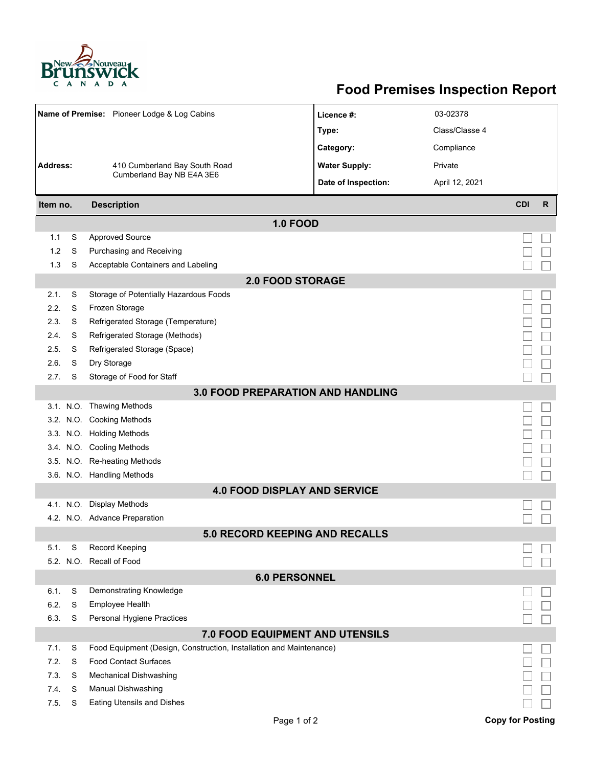# Food Premises Inspection Report

| | | | |
|---|---|---|---|
| **Name of Premise:** | Pioneer Lodge & Log Cabins | **Licence #:** | 03-02378 |
| | | **Type:** | Class/Classe 4 |
| | | **Category:** | Compliance |
| **Address:** | 410 Cumberland Bay South Road Cumberland Bay NB E4A 3E6 | **Water Supply:** | Private |
| | | **Date of Inspection:** | April 12, 2021 |

| Item no. | | Description | CDI | R |
|---|---|---|---|---|
| **1.0 FOOD** | | | | |
| 1.1 | S | Approved Source | ☐ | ☐ |
| 1.2 | S | Purchasing and Receiving | ☐ | ☐ |
| 1.3 | S | Acceptable Containers and Labeling | ☐ | ☐ |
| **2.0 FOOD STORAGE** | | | | |
| 2.1. | S | Storage of Potentially Hazardous Foods | ☐ | ☐ |
| 2.2. | S | Frozen Storage | ☐ | ☐ |
| 2.3. | S | Refrigerated Storage (Temperature) | ☐ | ☐ |
| 2.4. | S | Refrigerated Storage (Methods) | ☐ | ☐ |
| 2.5. | S | Refrigerated Storage (Space) | ☐ | ☐ |
| 2.6. | S | Dry Storage | ☐ | ☐ |
| 2.7. | S | Storage of Food for Staff | ☐ | ☐ |
| **3.0 FOOD PREPARATION AND HANDLING** | | | | |
| 3.1. | N.O. | Thawing Methods | ☐ | ☐ |
| 3.2. | N.O. | Cooking Methods | ☐ | ☐ |
| 3.3. | N.O. | Holding Methods | ☐ | ☐ |
| 3.4. | N.O. | Cooling Methods | ☐ | ☐ |
| 3.5. | N.O. | Re-heating Methods | ☐ | ☐ |
| 3.6. | N.O. | Handling Methods | ☐ | ☐ |
| **4.0 FOOD DISPLAY AND SERVICE** | | | | |
| 4.1. | N.O. | Display Methods | ☐ | ☐ |
| 4.2. | N.O. | Advance Preparation | ☐ | ☐ |
| **5.0 RECORD KEEPING AND RECALLS** | | | | |
| 5.1. | S | Record Keeping | ☐ | ☐ |
| 5.2. | N.O. | Recall of Food | ☐ | ☐ |
| **6.0 PERSONNEL** | | | | |
| 6.1. | S | Demonstrating Knowledge | ☐ | ☐ |
| 6.2. | S | Employee Health | ☐ | ☐ |
| 6.3. | S | Personal Hygiene Practices | ☐ | ☐ |
| **7.0 FOOD EQUIPMENT AND UTENSILS** | | | | |
| 7.1. | S | Food Equipment (Design, Construction, Installation and Maintenance) | ☐ | ☐ |
| 7.2. | S | Food Contact Surfaces | ☐ | ☐ |
| 7.3. | S | Mechanical Dishwashing | ☐ | ☐ |
| 7.4. | S | Manual Dishwashing | ☐ | ☐ |
| 7.5. | S | Eating Utensils and Dishes | ☐ | ☐ |

**Copy for Posting**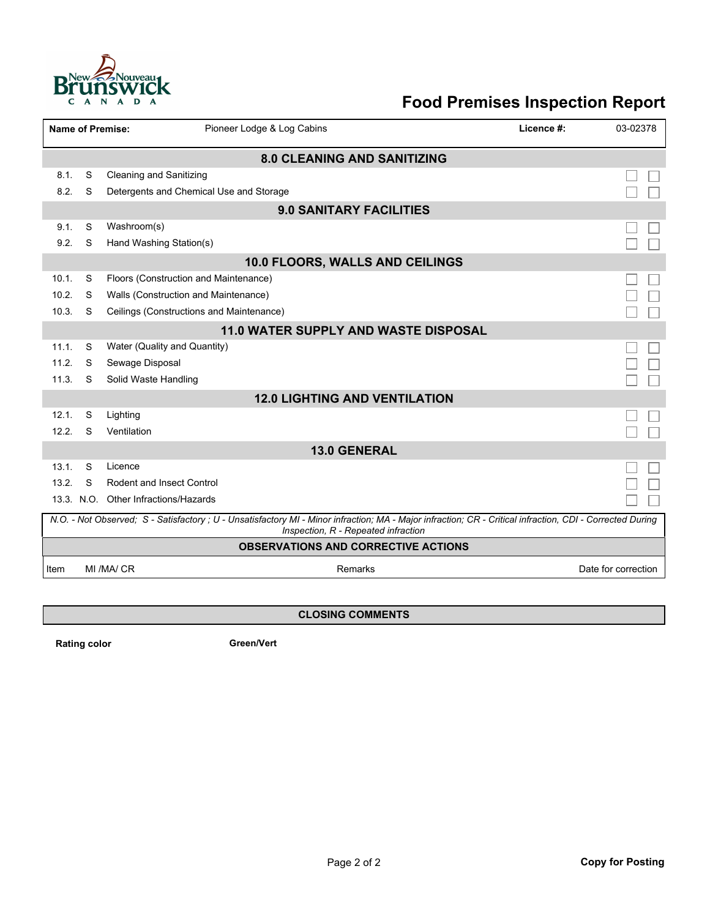# Food Premises Inspection Report

| **Name of Premise:** | Pioneer Lodge & Log Cabins | **Licence #:** | 03-02378 |
|---|---|---|---|

## 8.0 CLEANING AND SANITIZING

| | | | |
|---|---|---|---|
| 8.1. | S | Cleaning and Sanitizing | |
| 8.2. | S | Detergents and Chemical Use and Storage | |

## 9.0 SANITARY FACILITIES

| | | | |
|---|---|---|---|
| 9.1. | S | Washroom(s) | |
| 9.2. | S | Hand Washing Station(s) | |

## 10.0 FLOORS, WALLS AND CEILINGS

| | | | |
|---|---|---|---|
| 10.1. | S | Floors (Construction and Maintenance) | |
| 10.2. | S | Walls (Construction and Maintenance) | |
| 10.3. | S | Ceilings (Constructions and Maintenance) | |

## 11.0 WATER SUPPLY AND WASTE DISPOSAL

| | | | |
|---|---|---|---|
| 11.1. | S | Water (Quality and Quantity) | |
| 11.2. | S | Sewage Disposal | |
| 11.3. | S | Solid Waste Handling | |

## 12.0 LIGHTING AND VENTILATION

| | | | |
|---|---|---|---|
| 12.1. | S | Lighting | |
| 12.2. | S | Ventilation | |

## 13.0 GENERAL

| | | | |
|---|---|---|---|
| 13.1. | S | Licence | |
| 13.2. | S | Rodent and Insect Control | |
| 13.3. | N.O. | Other Infractions/Hazards | |

*N.O. - Not Observed; S - Satisfactory ; U - Unsatisfactory MI - Minor infraction; MA - Major infraction; CR - Critical infraction, CDI - Corrected During Inspection, R - Repeated infraction*

## OBSERVATIONS AND CORRECTIVE ACTIONS

| Item | MI /MA/ CR | Remarks | Date for correction |
|---|---|---|---|

## CLOSING COMMENTS

**Rating color** **Green/Vert**

**Copy for Posting**